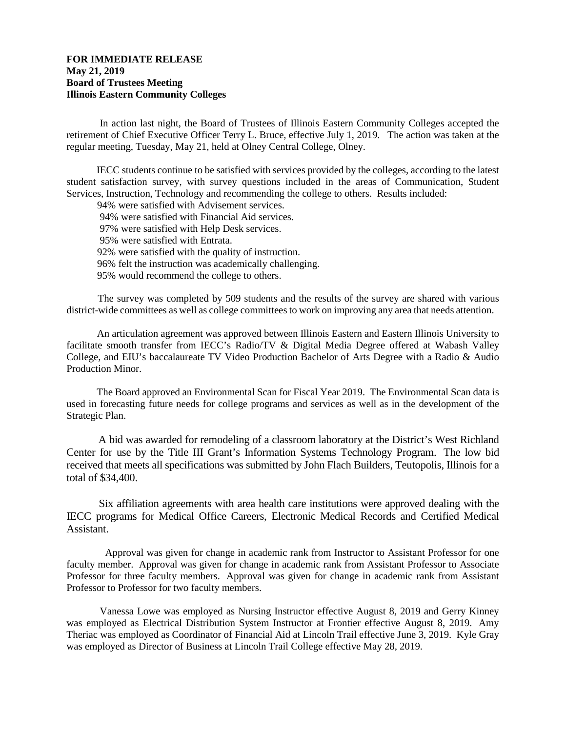**FOR IMMEDIATE RELEASE**
**May 21, 2019**
**Board of Trustees Meeting**
**Illinois Eastern Community Colleges**

In action last night, the Board of Trustees of Illinois Eastern Community Colleges accepted the retirement of Chief Executive Officer Terry L. Bruce, effective July 1, 2019. The action was taken at the regular meeting, Tuesday, May 21, held at Olney Central College, Olney.

IECC students continue to be satisfied with services provided by the colleges, according to the latest student satisfaction survey, with survey questions included in the areas of Communication, Student Services, Instruction, Technology and recommending the college to others. Results included:

94% were satisfied with Advisement services.
94% were satisfied with Financial Aid services.
97% were satisfied with Help Desk services.
95% were satisfied with Entrata.
92% were satisfied with the quality of instruction.
96% felt the instruction was academically challenging.
95% would recommend the college to others.

The survey was completed by 509 students and the results of the survey are shared with various district-wide committees as well as college committees to work on improving any area that needs attention.

An articulation agreement was approved between Illinois Eastern and Eastern Illinois University to facilitate smooth transfer from IECC's Radio/TV & Digital Media Degree offered at Wabash Valley College, and EIU's baccalaureate TV Video Production Bachelor of Arts Degree with a Radio & Audio Production Minor.

The Board approved an Environmental Scan for Fiscal Year 2019. The Environmental Scan data is used in forecasting future needs for college programs and services as well as in the development of the Strategic Plan.

A bid was awarded for remodeling of a classroom laboratory at the District's West Richland Center for use by the Title III Grant's Information Systems Technology Program. The low bid received that meets all specifications was submitted by John Flach Builders, Teutopolis, Illinois for a total of $34,400.

Six affiliation agreements with area health care institutions were approved dealing with the IECC programs for Medical Office Careers, Electronic Medical Records and Certified Medical Assistant.

Approval was given for change in academic rank from Instructor to Assistant Professor for one faculty member. Approval was given for change in academic rank from Assistant Professor to Associate Professor for three faculty members. Approval was given for change in academic rank from Assistant Professor to Professor for two faculty members.

Vanessa Lowe was employed as Nursing Instructor effective August 8, 2019 and Gerry Kinney was employed as Electrical Distribution System Instructor at Frontier effective August 8, 2019. Amy Theriac was employed as Coordinator of Financial Aid at Lincoln Trail effective June 3, 2019. Kyle Gray was employed as Director of Business at Lincoln Trail College effective May 28, 2019.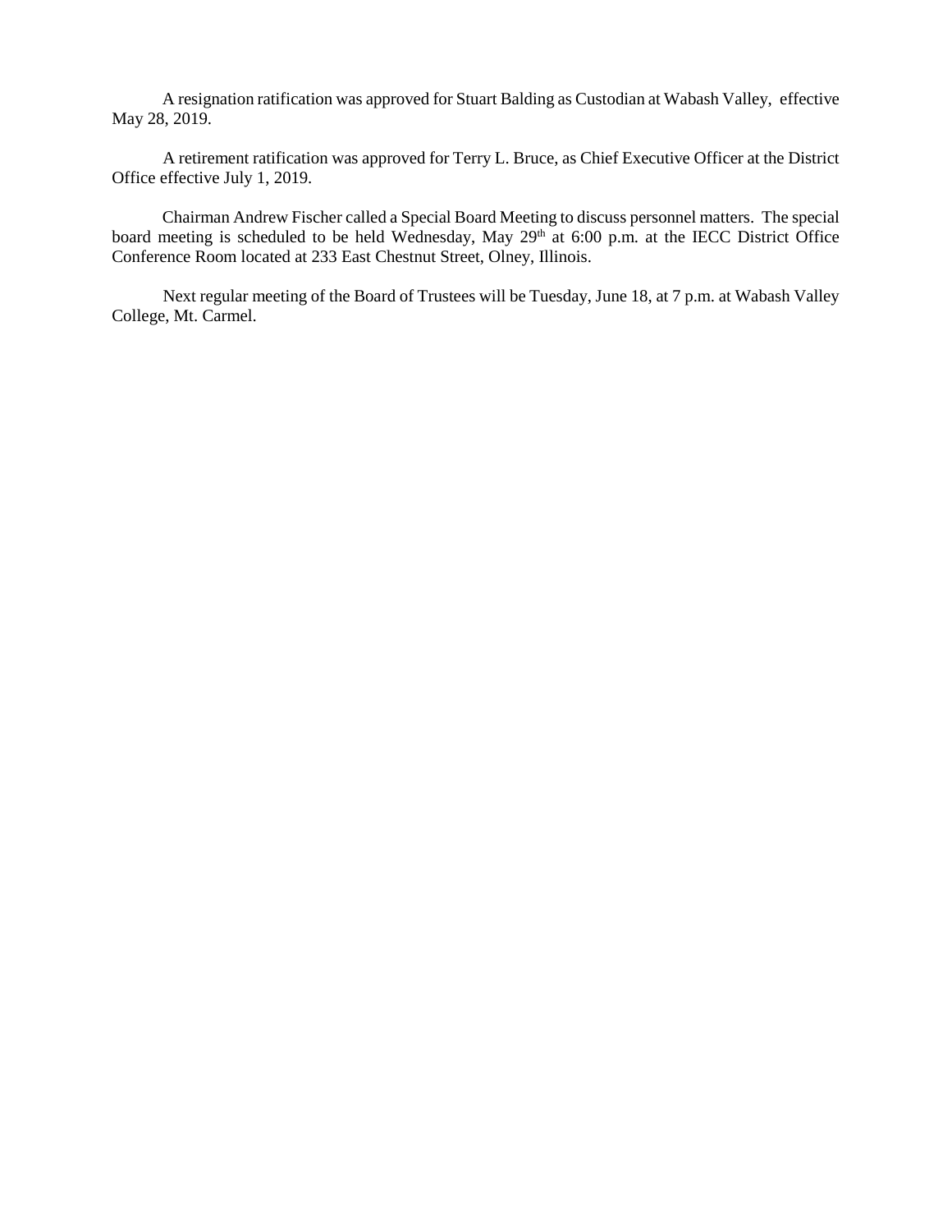A resignation ratification was approved for Stuart Balding as Custodian at Wabash Valley, effective May 28, 2019.

A retirement ratification was approved for Terry L. Bruce, as Chief Executive Officer at the District Office effective July 1, 2019.

Chairman Andrew Fischer called a Special Board Meeting to discuss personnel matters. The special board meeting is scheduled to be held Wednesday, May 29th at 6:00 p.m. at the IECC District Office Conference Room located at 233 East Chestnut Street, Olney, Illinois.

Next regular meeting of the Board of Trustees will be Tuesday, June 18, at 7 p.m. at Wabash Valley College, Mt. Carmel.